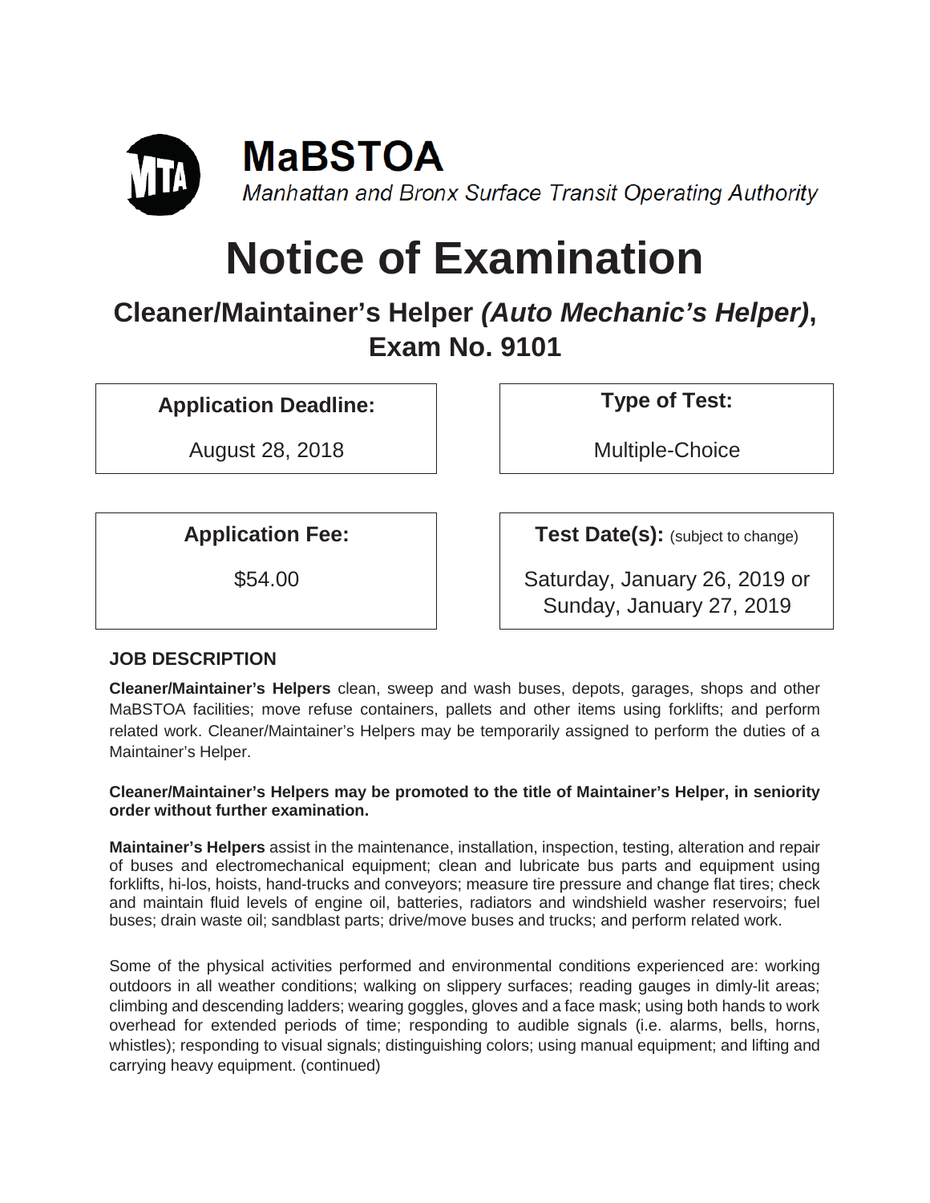**MaBSTOA**

*Manhattan and Bronx Surface Transit Operating Authority*

# Notice of Examination

## Cleaner/Maintainer's Helper *(Auto Mechanic's Helper)*, Exam No. 9101

| | |
|---|---|
| **Application Deadline:** August 28, 2018 | **Type of Test:** Multiple-Choice |
| **Application Fee:** $54.00 | **Test Date(s):** (subject to change) Saturday, January 26, 2019 or Sunday, January 27, 2019 |

### JOB DESCRIPTION

**Cleaner/Maintainer's Helpers** clean, sweep and wash buses, depots, garages, shops and other MaBSTOA facilities; move refuse containers, pallets and other items using forklifts; and perform related work. Cleaner/Maintainer's Helpers may be temporarily assigned to perform the duties of a Maintainer's Helper.

**Cleaner/Maintainer's Helpers may be promoted to the title of Maintainer's Helper, in seniority order without further examination.**

**Maintainer's Helpers** assist in the maintenance, installation, inspection, testing, alteration and repair of buses and electromechanical equipment; clean and lubricate bus parts and equipment using forklifts, hi-los, hoists, hand-trucks and conveyors; measure tire pressure and change flat tires; check and maintain fluid levels of engine oil, batteries, radiators and windshield washer reservoirs; fuel buses; drain waste oil; sandblast parts; drive/move buses and trucks; and perform related work.

Some of the physical activities performed and environmental conditions experienced are: working outdoors in all weather conditions; walking on slippery surfaces; reading gauges in dimly-lit areas; climbing and descending ladders; wearing goggles, gloves and a face mask; using both hands to work overhead for extended periods of time; responding to audible signals (i.e. alarms, bells, horns, whistles); responding to visual signals; distinguishing colors; using manual equipment; and lifting and carrying heavy equipment. (continued)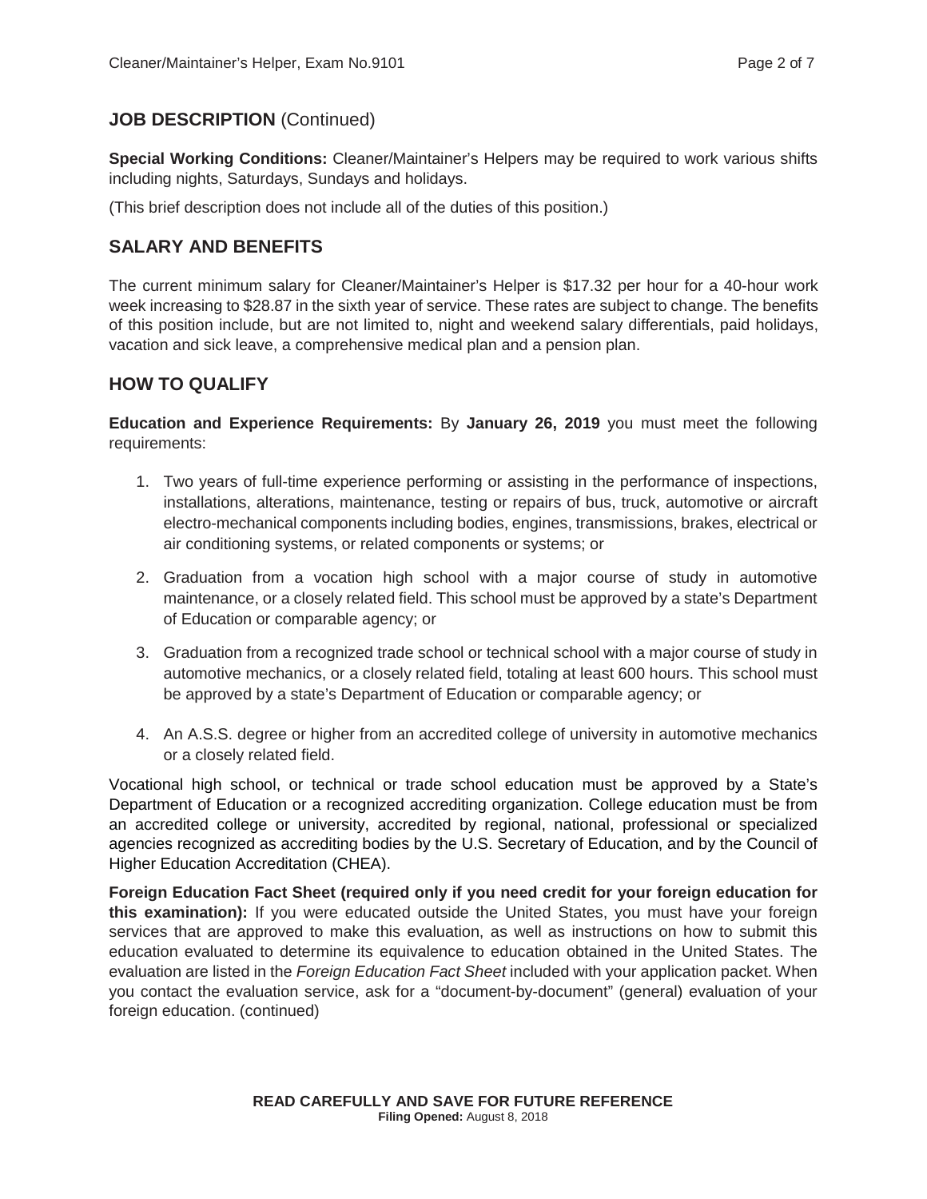## JOB DESCRIPTION (Continued)

**Special Working Conditions:** Cleaner/Maintainer's Helpers may be required to work various shifts including nights, Saturdays, Sundays and holidays.

(This brief description does not include all of the duties of this position.)

## SALARY AND BENEFITS

The current minimum salary for Cleaner/Maintainer's Helper is $17.32 per hour for a 40-hour work week increasing to $28.87 in the sixth year of service. These rates are subject to change. The benefits of this position include, but are not limited to, night and weekend salary differentials, paid holidays, vacation and sick leave, a comprehensive medical plan and a pension plan.

## HOW TO QUALIFY

**Education and Experience Requirements:** By **January 26, 2019** you must meet the following requirements:

1. Two years of full-time experience performing or assisting in the performance of inspections, installations, alterations, maintenance, testing or repairs of bus, truck, automotive or aircraft electro-mechanical components including bodies, engines, transmissions, brakes, electrical or air conditioning systems, or related components or systems; or
2. Graduation from a vocation high school with a major course of study in automotive maintenance, or a closely related field. This school must be approved by a state's Department of Education or comparable agency; or
3. Graduation from a recognized trade school or technical school with a major course of study in automotive mechanics, or a closely related field, totaling at least 600 hours. This school must be approved by a state's Department of Education or comparable agency; or
4. An A.S.S. degree or higher from an accredited college of university in automotive mechanics or a closely related field.

Vocational high school, or technical or trade school education must be approved by a State's Department of Education or a recognized accrediting organization. College education must be from an accredited college or university, accredited by regional, national, professional or specialized agencies recognized as accrediting bodies by the U.S. Secretary of Education, and by the Council of Higher Education Accreditation (CHEA).

**Foreign Education Fact Sheet (required only if you need credit for your foreign education for this examination):** If you were educated outside the United States, you must have your foreign services that are approved to make this evaluation, as well as instructions on how to submit this education evaluated to determine its equivalence to education obtained in the United States. The evaluation are listed in the *Foreign Education Fact Sheet* included with your application packet. When you contact the evaluation service, ask for a "document-by-document" (general) evaluation of your foreign education. (continued)

**READ CAREFULLY AND SAVE FOR FUTURE REFERENCE**
**Filing Opened:** August 8, 2018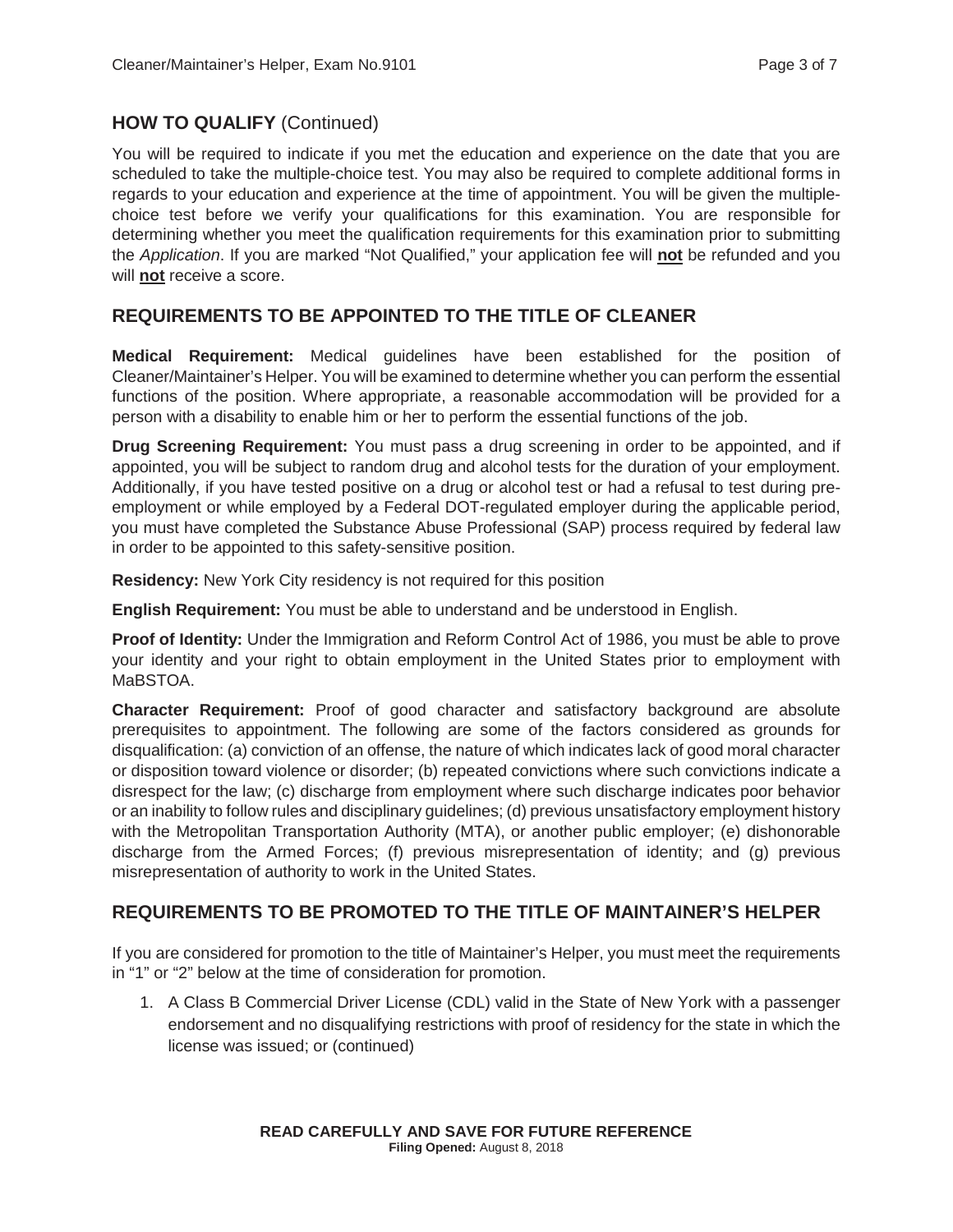## HOW TO QUALIFY (Continued)

You will be required to indicate if you met the education and experience on the date that you are scheduled to take the multiple-choice test. You may also be required to complete additional forms in regards to your education and experience at the time of appointment. You will be given the multiple-choice test before we verify your qualifications for this examination. You are responsible for determining whether you meet the qualification requirements for this examination prior to submitting the *Application*. If you are marked "Not Qualified," your application fee will **not** be refunded and you will **not** receive a score.

## REQUIREMENTS TO BE APPOINTED TO THE TITLE OF CLEANER

**Medical Requirement:** Medical guidelines have been established for the position of Cleaner/Maintainer's Helper. You will be examined to determine whether you can perform the essential functions of the position. Where appropriate, a reasonable accommodation will be provided for a person with a disability to enable him or her to perform the essential functions of the job.

**Drug Screening Requirement:** You must pass a drug screening in order to be appointed, and if appointed, you will be subject to random drug and alcohol tests for the duration of your employment. Additionally, if you have tested positive on a drug or alcohol test or had a refusal to test during pre-employment or while employed by a Federal DOT-regulated employer during the applicable period, you must have completed the Substance Abuse Professional (SAP) process required by federal law in order to be appointed to this safety-sensitive position.

**Residency:** New York City residency is not required for this position

**English Requirement:** You must be able to understand and be understood in English.

**Proof of Identity:** Under the Immigration and Reform Control Act of 1986, you must be able to prove your identity and your right to obtain employment in the United States prior to employment with MaBSTOA.

**Character Requirement:** Proof of good character and satisfactory background are absolute prerequisites to appointment. The following are some of the factors considered as grounds for disqualification: (a) conviction of an offense, the nature of which indicates lack of good moral character or disposition toward violence or disorder; (b) repeated convictions where such convictions indicate a disrespect for the law; (c) discharge from employment where such discharge indicates poor behavior or an inability to follow rules and disciplinary guidelines; (d) previous unsatisfactory employment history with the Metropolitan Transportation Authority (MTA), or another public employer; (e) dishonorable discharge from the Armed Forces; (f) previous misrepresentation of identity; and (g) previous misrepresentation of authority to work in the United States.

## REQUIREMENTS TO BE PROMOTED TO THE TITLE OF MAINTAINER'S HELPER

If you are considered for promotion to the title of Maintainer's Helper, you must meet the requirements in "1" or "2" below at the time of consideration for promotion.

1. A Class B Commercial Driver License (CDL) valid in the State of New York with a passenger endorsement and no disqualifying restrictions with proof of residency for the state in which the license was issued; or (continued)

**READ CAREFULLY AND SAVE FOR FUTURE REFERENCE**
**Filing Opened:** August 8, 2018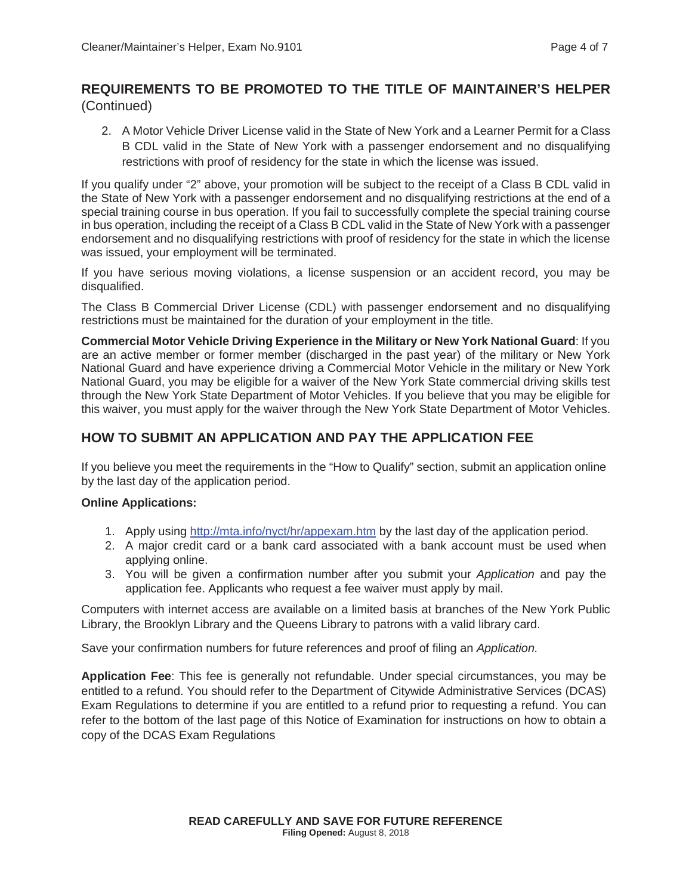## REQUIREMENTS TO BE PROMOTED TO THE TITLE OF MAINTAINER'S HELPER (Continued)

2. A Motor Vehicle Driver License valid in the State of New York and a Learner Permit for a Class B CDL valid in the State of New York with a passenger endorsement and no disqualifying restrictions with proof of residency for the state in which the license was issued.

If you qualify under "2" above, your promotion will be subject to the receipt of a Class B CDL valid in the State of New York with a passenger endorsement and no disqualifying restrictions at the end of a special training course in bus operation. If you fail to successfully complete the special training course in bus operation, including the receipt of a Class B CDL valid in the State of New York with a passenger endorsement and no disqualifying restrictions with proof of residency for the state in which the license was issued, your employment will be terminated.

If you have serious moving violations, a license suspension or an accident record, you may be disqualified.

The Class B Commercial Driver License (CDL) with passenger endorsement and no disqualifying restrictions must be maintained for the duration of your employment in the title.

**Commercial Motor Vehicle Driving Experience in the Military or New York National Guard**: If you are an active member or former member (discharged in the past year) of the military or New York National Guard and have experience driving a Commercial Motor Vehicle in the military or New York National Guard, you may be eligible for a waiver of the New York State commercial driving skills test through the New York State Department of Motor Vehicles. If you believe that you may be eligible for this waiver, you must apply for the waiver through the New York State Department of Motor Vehicles.

## HOW TO SUBMIT AN APPLICATION AND PAY THE APPLICATION FEE

If you believe you meet the requirements in the "How to Qualify" section, submit an application online by the last day of the application period.

**Online Applications:**

1. Apply using http://mta.info/nyct/hr/appexam.htm by the last day of the application period.
2. A major credit card or a bank card associated with a bank account must be used when applying online.
3. You will be given a confirmation number after you submit your *Application* and pay the application fee. Applicants who request a fee waiver must apply by mail.

Computers with internet access are available on a limited basis at branches of the New York Public Library, the Brooklyn Library and the Queens Library to patrons with a valid library card.

Save your confirmation numbers for future references and proof of filing an *Application.*

**Application Fee**: This fee is generally not refundable. Under special circumstances, you may be entitled to a refund. You should refer to the Department of Citywide Administrative Services (DCAS) Exam Regulations to determine if you are entitled to a refund prior to requesting a refund. You can refer to the bottom of the last page of this Notice of Examination for instructions on how to obtain a copy of the DCAS Exam Regulations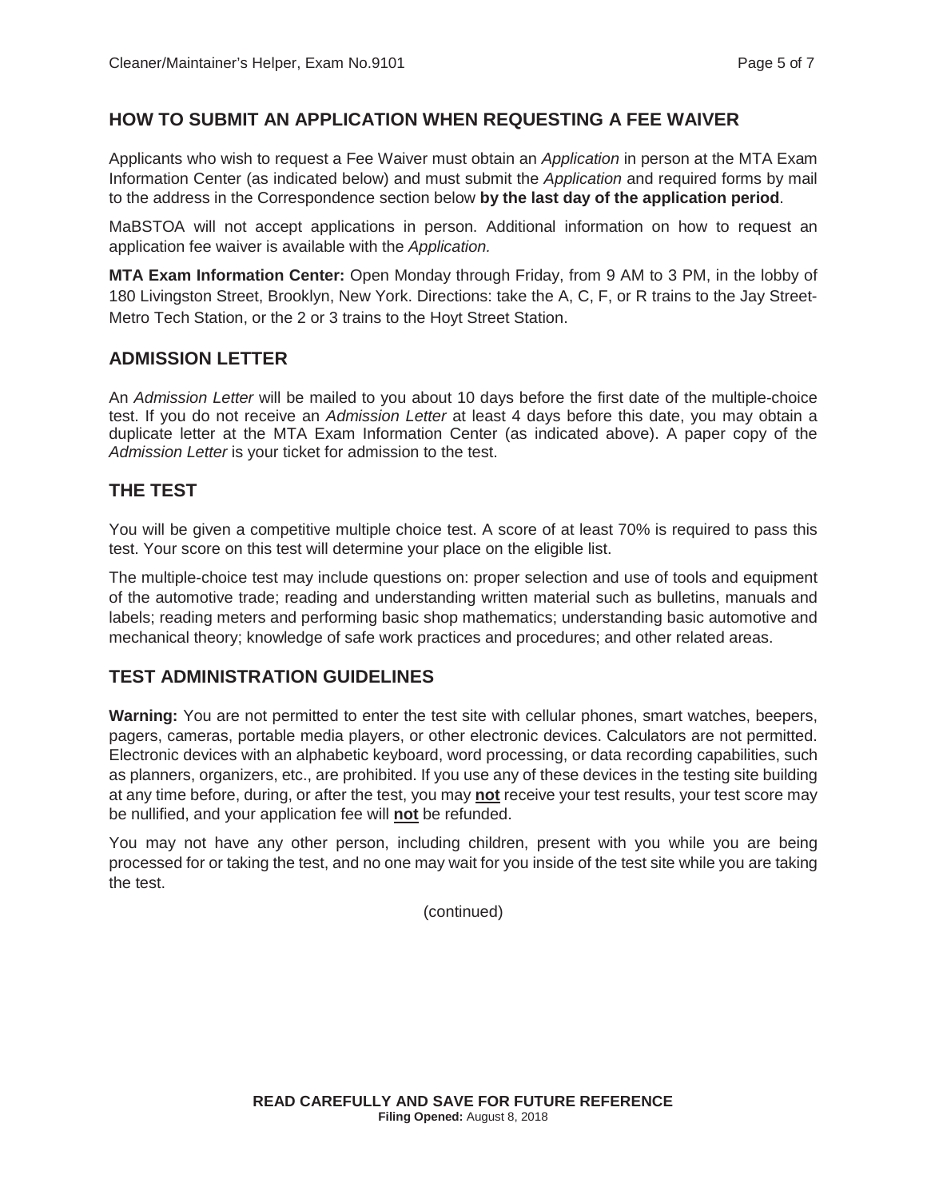## HOW TO SUBMIT AN APPLICATION WHEN REQUESTING A FEE WAIVER

Applicants who wish to request a Fee Waiver must obtain an *Application* in person at the MTA Exam Information Center (as indicated below) and must submit the *Application* and required forms by mail to the address in the Correspondence section below **by the last day of the application period**.

MaBSTOA will not accept applications in person. Additional information on how to request an application fee waiver is available with the *Application.*

**MTA Exam Information Center:** Open Monday through Friday, from 9 AM to 3 PM, in the lobby of 180 Livingston Street, Brooklyn, New York. Directions: take the A, C, F, or R trains to the Jay Street-Metro Tech Station, or the 2 or 3 trains to the Hoyt Street Station.

## ADMISSION LETTER

An *Admission Letter* will be mailed to you about 10 days before the first date of the multiple-choice test. If you do not receive an *Admission Letter* at least 4 days before this date, you may obtain a duplicate letter at the MTA Exam Information Center (as indicated above). A paper copy of the *Admission Letter* is your ticket for admission to the test.

## THE TEST

You will be given a competitive multiple choice test. A score of at least 70% is required to pass this test. Your score on this test will determine your place on the eligible list.

The multiple-choice test may include questions on: proper selection and use of tools and equipment of the automotive trade; reading and understanding written material such as bulletins, manuals and labels; reading meters and performing basic shop mathematics; understanding basic automotive and mechanical theory; knowledge of safe work practices and procedures; and other related areas.

## TEST ADMINISTRATION GUIDELINES

**Warning:** You are not permitted to enter the test site with cellular phones, smart watches, beepers, pagers, cameras, portable media players, or other electronic devices. Calculators are not permitted. Electronic devices with an alphabetic keyboard, word processing, or data recording capabilities, such as planners, organizers, etc., are prohibited. If you use any of these devices in the testing site building at any time before, during, or after the test, you may **not** receive your test results, your test score may be nullified, and your application fee will **not** be refunded.

You may not have any other person, including children, present with you while you are being processed for or taking the test, and no one may wait for you inside of the test site while you are taking the test.

(continued)

**READ CAREFULLY AND SAVE FOR FUTURE REFERENCE**
**Filing Opened:** August 8, 2018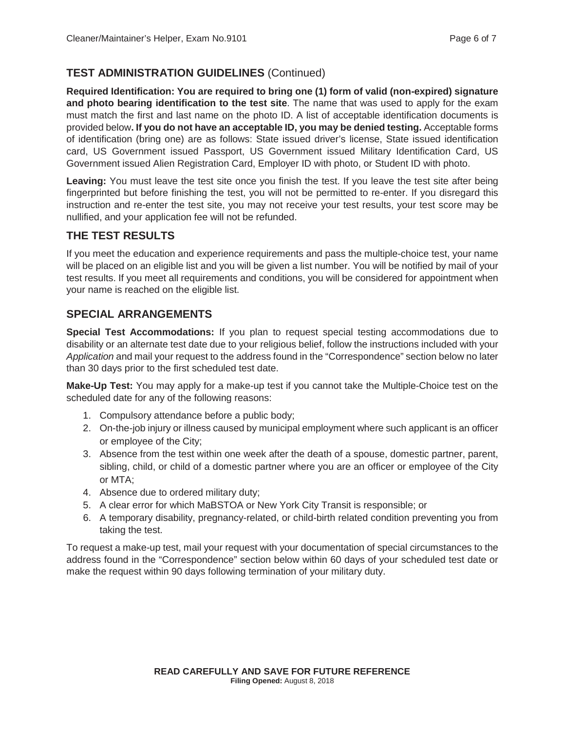## TEST ADMINISTRATION GUIDELINES (Continued)

**Required Identification: You are required to bring one (1) form of valid (non-expired) signature and photo bearing identification to the test site**. The name that was used to apply for the exam must match the first and last name on the photo ID. A list of acceptable identification documents is provided below**. If you do not have an acceptable ID, you may be denied testing.** Acceptable forms of identification (bring one) are as follows: State issued driver's license, State issued identification card, US Government issued Passport, US Government issued Military Identification Card, US Government issued Alien Registration Card, Employer ID with photo, or Student ID with photo.

**Leaving:** You must leave the test site once you finish the test. If you leave the test site after being fingerprinted but before finishing the test, you will not be permitted to re-enter. If you disregard this instruction and re-enter the test site, you may not receive your test results, your test score may be nullified, and your application fee will not be refunded.

## THE TEST RESULTS

If you meet the education and experience requirements and pass the multiple-choice test, your name will be placed on an eligible list and you will be given a list number. You will be notified by mail of your test results. If you meet all requirements and conditions, you will be considered for appointment when your name is reached on the eligible list.

## SPECIAL ARRANGEMENTS

**Special Test Accommodations:** If you plan to request special testing accommodations due to disability or an alternate test date due to your religious belief, follow the instructions included with your *Application* and mail your request to the address found in the "Correspondence" section below no later than 30 days prior to the first scheduled test date.

**Make-Up Test:** You may apply for a make-up test if you cannot take the Multiple-Choice test on the scheduled date for any of the following reasons:

1. Compulsory attendance before a public body;
2. On-the-job injury or illness caused by municipal employment where such applicant is an officer or employee of the City;
3. Absence from the test within one week after the death of a spouse, domestic partner, parent, sibling, child, or child of a domestic partner where you are an officer or employee of the City or MTA;
4. Absence due to ordered military duty;
5. A clear error for which MaBSTOA or New York City Transit is responsible; or
6. A temporary disability, pregnancy-related, or child-birth related condition preventing you from taking the test.

To request a make-up test, mail your request with your documentation of special circumstances to the address found in the "Correspondence" section below within 60 days of your scheduled test date or make the request within 90 days following termination of your military duty.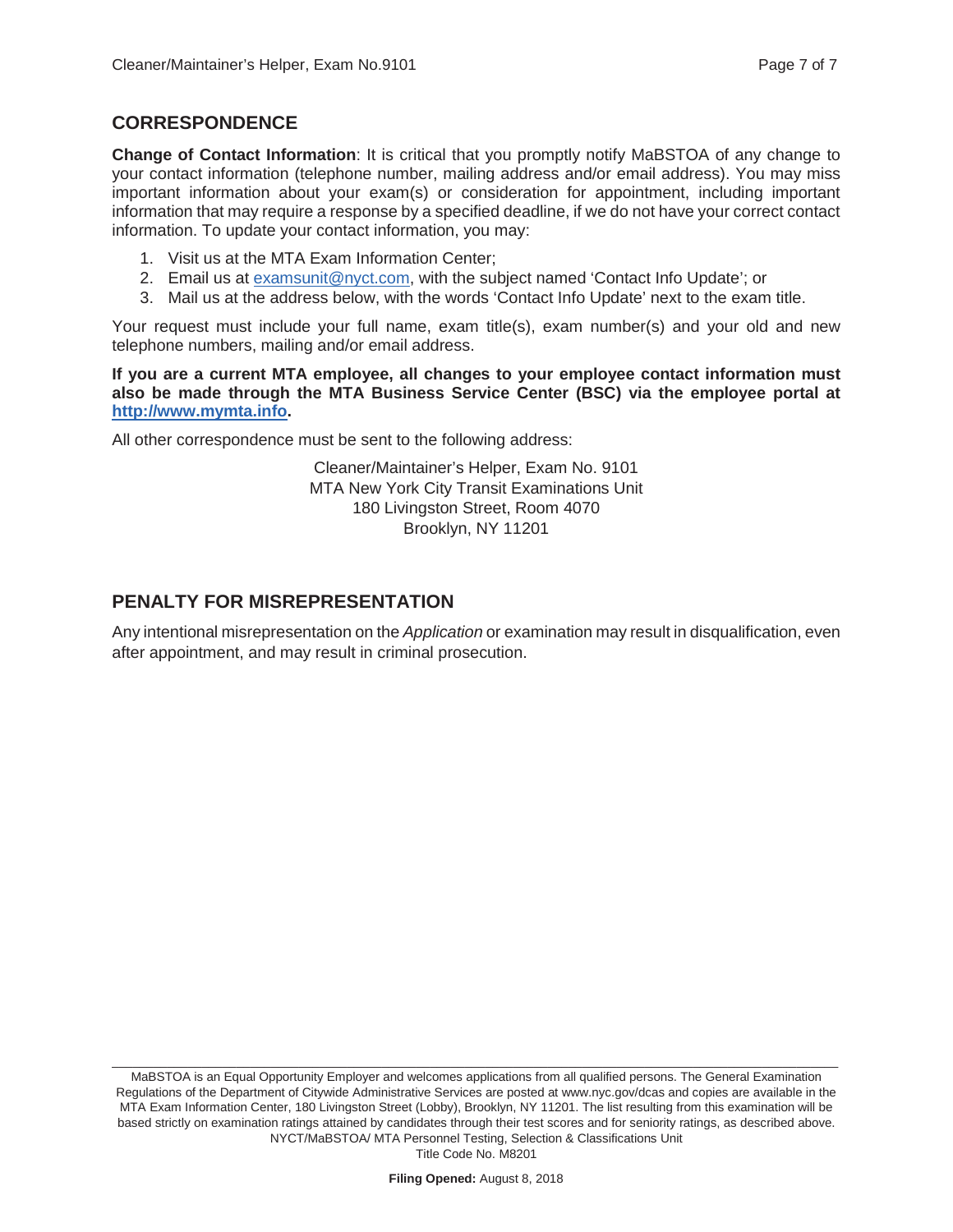## CORRESPONDENCE

**Change of Contact Information**: It is critical that you promptly notify MaBSTOA of any change to your contact information (telephone number, mailing address and/or email address). You may miss important information about your exam(s) or consideration for appointment, including important information that may require a response by a specified deadline, if we do not have your correct contact information. To update your contact information, you may:

1. Visit us at the MTA Exam Information Center;
2. Email us at examsunit@nyct.com, with the subject named 'Contact Info Update'; or
3. Mail us at the address below, with the words 'Contact Info Update' next to the exam title.

Your request must include your full name, exam title(s), exam number(s) and your old and new telephone numbers, mailing and/or email address.

**If you are a current MTA employee, all changes to your employee contact information must also be made through the MTA Business Service Center (BSC) via the employee portal at http://www.mymta.info.**

All other correspondence must be sent to the following address:

Cleaner/Maintainer's Helper, Exam No. 9101
MTA New York City Transit Examinations Unit
180 Livingston Street, Room 4070
Brooklyn, NY 11201

## PENALTY FOR MISREPRESENTATION

Any intentional misrepresentation on the *Application* or examination may result in disqualification, even after appointment, and may result in criminal prosecution.

MaBSTOA is an Equal Opportunity Employer and welcomes applications from all qualified persons. The General Examination Regulations of the Department of Citywide Administrative Services are posted at www.nyc.gov/dcas and copies are available in the MTA Exam Information Center, 180 Livingston Street (Lobby), Brooklyn, NY 11201. The list resulting from this examination will be based strictly on examination ratings attained by candidates through their test scores and for seniority ratings, as described above.
NYCT/MaBSTOA/ MTA Personnel Testing, Selection & Classifications Unit
Title Code No. M8201

**Filing Opened:** August 8, 2018